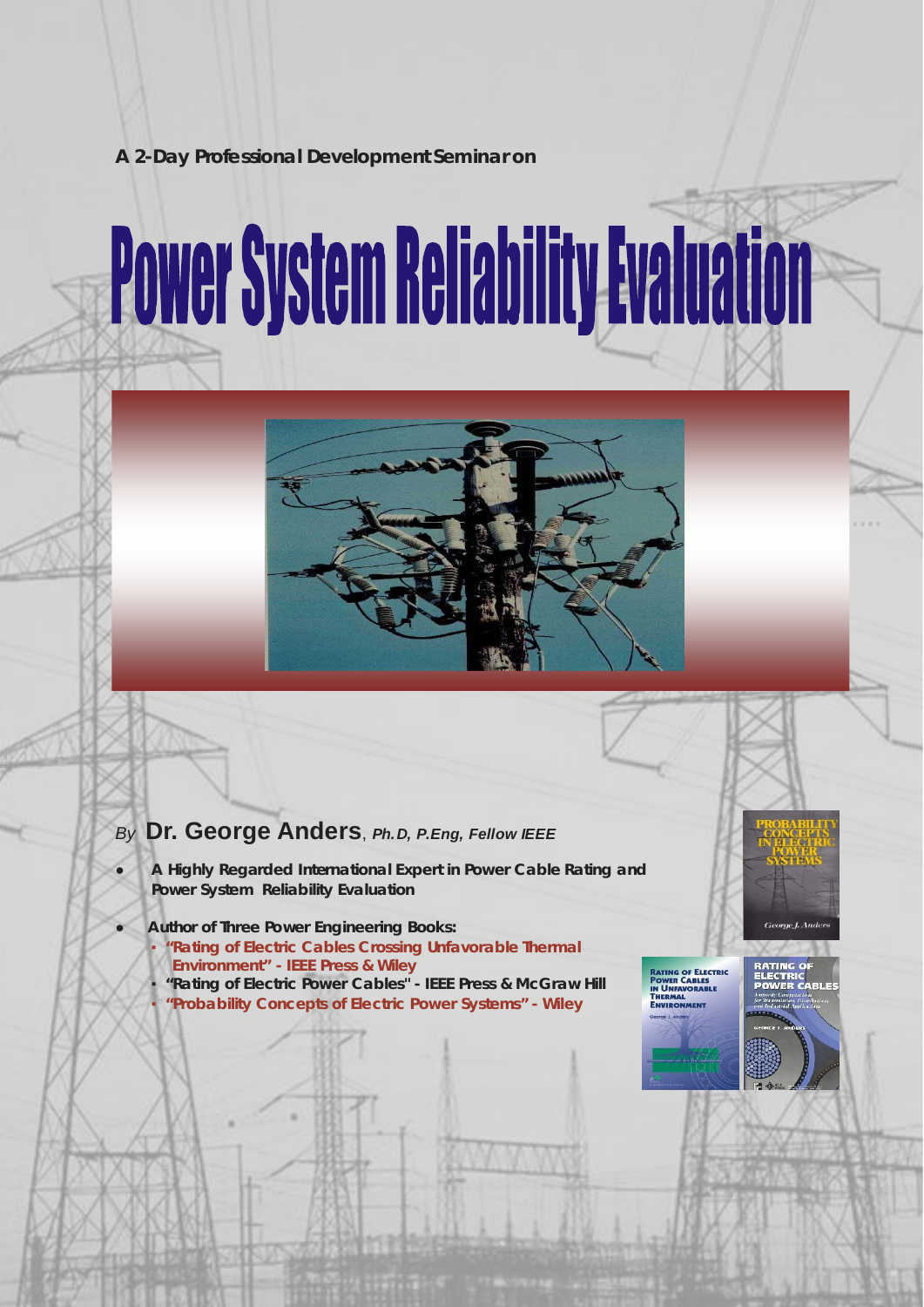A 2-Day Professional Development Seminar on

# Power System Reliability Evaluation

*By* **Dr. George Anders**, ***Ph.D, P.Eng, Fellow IEEE***

- **A Highly Regarded International Expert in Power Cable Rating and Power System Reliability Evaluation**
- **Author of Three Power Engineering Books:**
  - **"Rating of Electric Cables Crossing Unfavorable Thermal Environment" - IEEE Press & Wiley**
  - **"Rating of Electric Power Cables" - IEEE Press & McGraw Hill**
  - **"Probability Concepts of Electric Power Systems" - Wiley**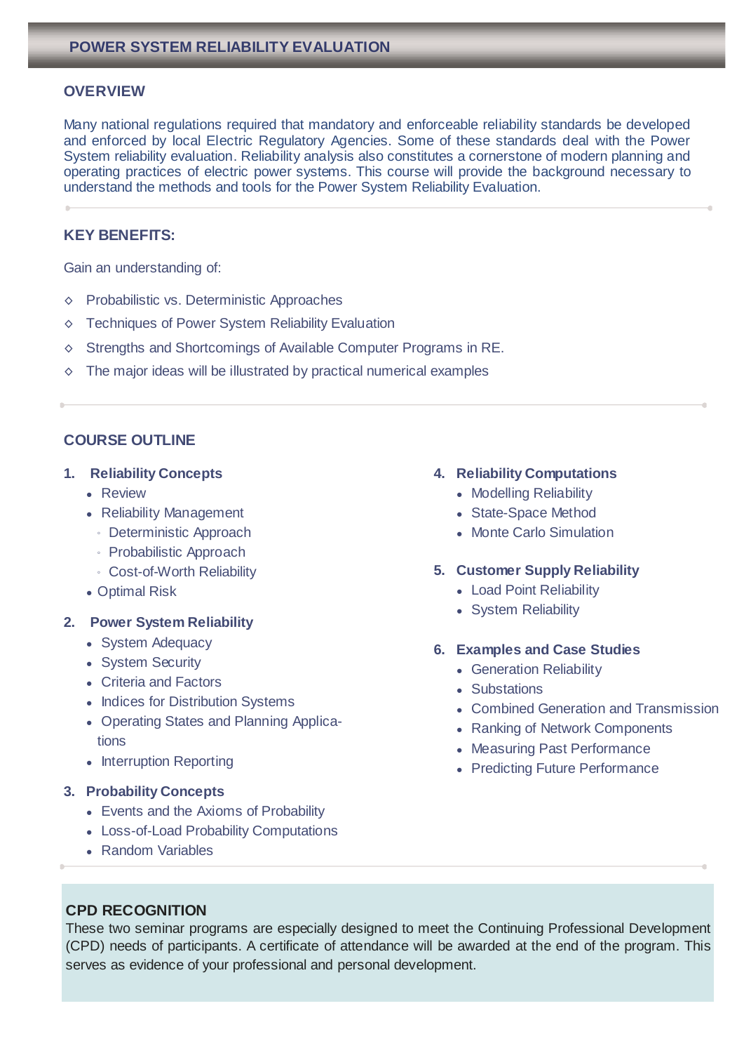# POWER SYSTEM RELIABILITY EVALUATION

## OVERVIEW

Many national regulations required that mandatory and enforceable reliability standards be developed and enforced by local Electric Regulatory Agencies. Some of these standards deal with the Power System reliability evaluation. Reliability analysis also constitutes a cornerstone of modern planning and operating practices of electric power systems. This course will provide the background necessary to understand the methods and tools for the Power System Reliability Evaluation.

## KEY BENEFITS:

Gain an understanding of:

- Probabilistic vs. Deterministic Approaches
- Techniques of Power System Reliability Evaluation
- Strengths and Shortcomings of Available Computer Programs in RE.
- The major ideas will be illustrated by practical numerical examples

## COURSE OUTLINE

1. **Reliability Concepts**
   - Review
   - Reliability Management
     - Deterministic Approach
     - Probabilistic Approach
     - Cost-of-Worth Reliability
   - Optimal Risk

2. **Power System Reliability**
   - System Adequacy
   - System Security
   - Criteria and Factors
   - Indices for Distribution Systems
   - Operating States and Planning Applications
   - Interruption Reporting

3. **Probability Concepts**
   - Events and the Axioms of Probability
   - Loss-of-Load Probability Computations
   - Random Variables

4. **Reliability Computations**
   - Modelling Reliability
   - State-Space Method
   - Monte Carlo Simulation

5. **Customer Supply Reliability**
   - Load Point Reliability
   - System Reliability

6. **Examples and Case Studies**
   - Generation Reliability
   - Substations
   - Combined Generation and Transmission
   - Ranking of Network Components
   - Measuring Past Performance
   - Predicting Future Performance

## CPD RECOGNITION

These two seminar programs are especially designed to meet the Continuing Professional Development (CPD) needs of participants. A certificate of attendance will be awarded at the end of the program. This serves as evidence of your professional and personal development.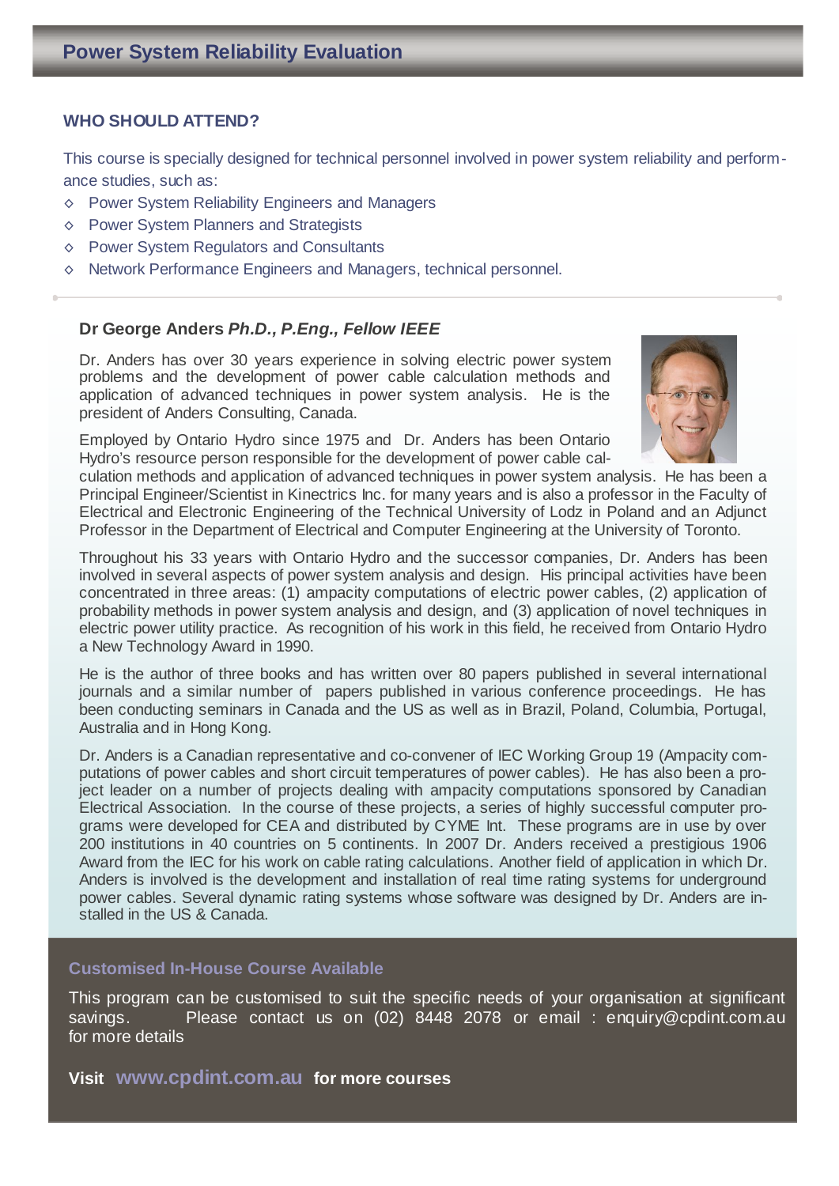# Power System Reliability Evaluation

## WHO SHOULD ATTEND?

This course is specially designed for technical personnel involved in power system reliability and performance studies, such as:

- Power System Reliability Engineers and Managers
- Power System Planners and Strategists
- Power System Regulators and Consultants
- Network Performance Engineers and Managers, technical personnel.

---

### Dr George Anders *Ph.D., P.Eng., Fellow IEEE*

Dr. Anders has over 30 years experience in solving electric power system problems and the development of power cable calculation methods and application of advanced techniques in power system analysis. He is the president of Anders Consulting, Canada.

Employed by Ontario Hydro since 1975 and Dr. Anders has been Ontario Hydro's resource person responsible for the development of power cable calculation methods and application of advanced techniques in power system analysis. He has been a Principal Engineer/Scientist in Kinectrics Inc. for many years and is also a professor in the Faculty of Electrical and Electronic Engineering of the Technical University of Lodz in Poland and an Adjunct Professor in the Department of Electrical and Computer Engineering at the University of Toronto.

Throughout his 33 years with Ontario Hydro and the successor companies, Dr. Anders has been involved in several aspects of power system analysis and design. His principal activities have been concentrated in three areas: (1) ampacity computations of electric power cables, (2) application of probability methods in power system analysis and design, and (3) application of novel techniques in electric power utility practice. As recognition of his work in this field, he received from Ontario Hydro a New Technology Award in 1990.

He is the author of three books and has written over 80 papers published in several international journals and a similar number of papers published in various conference proceedings. He has been conducting seminars in Canada and the US as well as in Brazil, Poland, Columbia, Portugal, Australia and in Hong Kong.

Dr. Anders is a Canadian representative and co-convener of IEC Working Group 19 (Ampacity computations of power cables and short circuit temperatures of power cables). He has also been a project leader on a number of projects dealing with ampacity computations sponsored by Canadian Electrical Association. In the course of these projects, a series of highly successful computer programs were developed for CEA and distributed by CYME Int. These programs are in use by over 200 institutions in 40 countries on 5 continents. In 2007 Dr. Anders received a prestigious 1906 Award from the IEC for his work on cable rating calculations. Another field of application in which Dr. Anders is involved is the development and installation of real time rating systems for underground power cables. Several dynamic rating systems whose software was designed by Dr. Anders are installed in the US & Canada.

### Customised In-House Course Available

This program can be customised to suit the specific needs of your organisation at significant savings. Please contact us on (02) 8448 2078 or email : enquiry@cpdint.com.au for more details

**Visit www.cpdint.com.au for more courses**